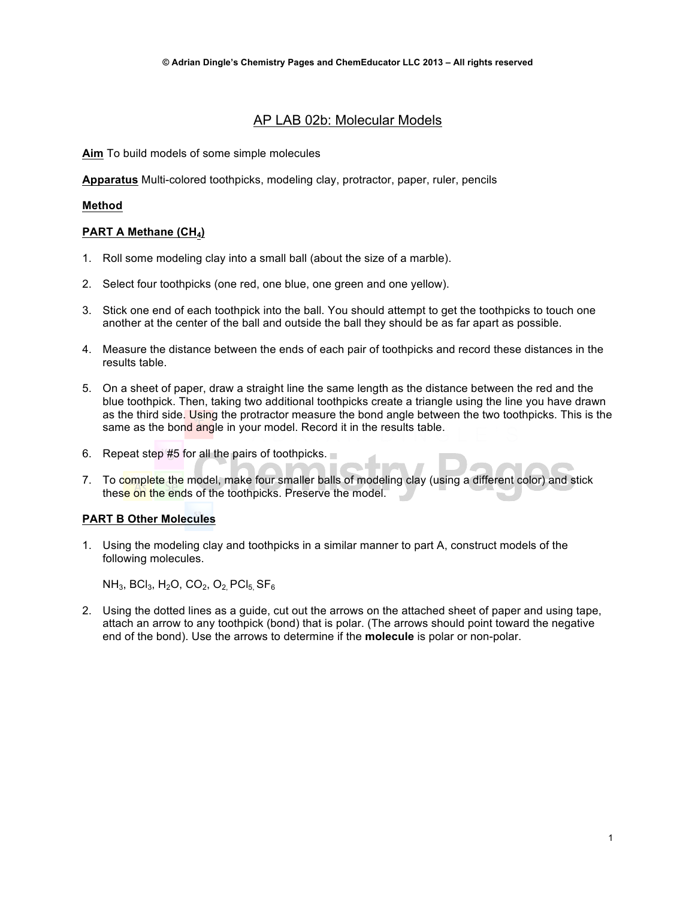© Adrian Dingle's Chemistry Pages and ChemEducator LLC 2013 – All rights reserved

# AP LAB 02b: Molecular Models

**Aim** To build models of some simple molecules

**Apparatus** Multi-colored toothpicks, modeling clay, protractor, paper, ruler, pencils

## Method

### PART A Methane ($CH_4$)

1. Roll some modeling clay into a small ball (about the size of a marble).
2. Select four toothpicks (one red, one blue, one green and one yellow).
3. Stick one end of each toothpick into the ball. You should attempt to get the toothpicks to touch one another at the center of the ball and outside the ball they should be as far apart as possible.
4. Measure the distance between the ends of each pair of toothpicks and record these distances in the results table.
5. On a sheet of paper, draw a straight line the same length as the distance between the red and the blue toothpick. Then, taking two additional toothpicks create a triangle using the line you have drawn as the third side. Using the protractor measure the bond angle between the two toothpicks. This is the same as the bond angle in your model. Record it in the results table.
6. Repeat step #5 for all the pairs of toothpicks.
7. To complete the model, make four smaller balls of modeling clay (using a different color) and stick these on the ends of the toothpicks. Preserve the model.

### PART B Other Molecules

1. Using the modeling clay and toothpicks in a similar manner to part A, construct models of the following molecules.

   $NH_3$, $BCl_3$, $H_2O$, $CO_2$, $O_2$, $PCl_5$, $SF_6$

2. Using the dotted lines as a guide, cut out the arrows on the attached sheet of paper and using tape, attach an arrow to any toothpick (bond) that is polar. (The arrows should point toward the negative end of the bond). Use the arrows to determine if the **molecule** is polar or non-polar.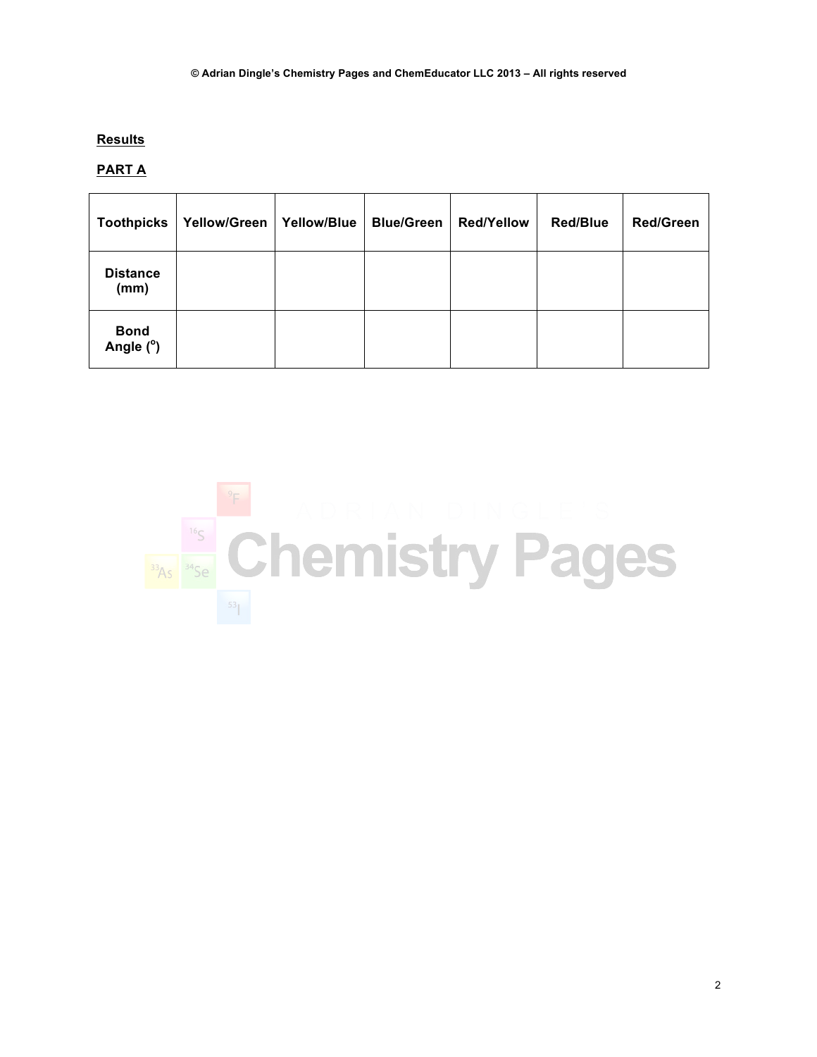**Results**

**PART A**

| Toothpicks | Yellow/Green | Yellow/Blue | Blue/Green | Red/Yellow | Red/Blue | Red/Green |
|---|---|---|---|---|---|---|
| Distance (mm) | | | | | | |
| Bond Angle ($^{o}$) | | | | | | |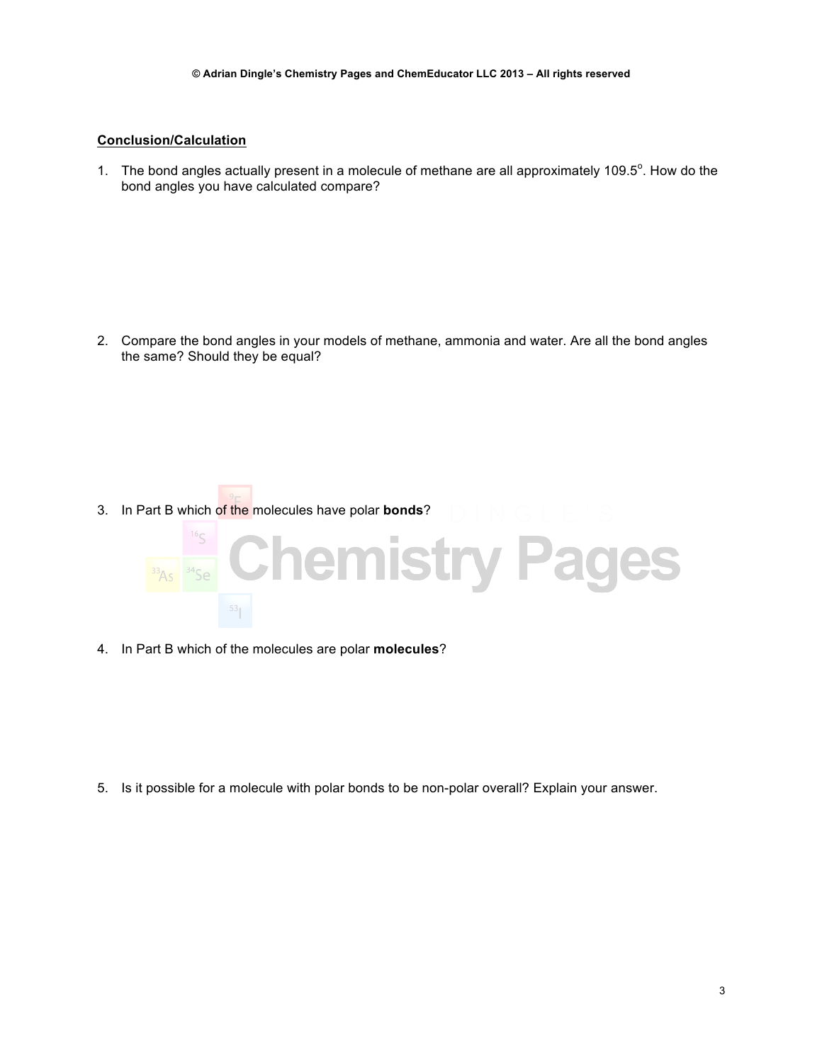**Conclusion/Calculation**

1. The bond angles actually present in a molecule of methane are all approximately 109.5°. How do the bond angles you have calculated compare?

2. Compare the bond angles in your models of methane, ammonia and water. Are all the bond angles the same? Should they be equal?

3. In Part B which of the molecules have polar **bonds**?

4. In Part B which of the molecules are polar **molecules**?

5. Is it possible for a molecule with polar bonds to be non-polar overall? Explain your answer.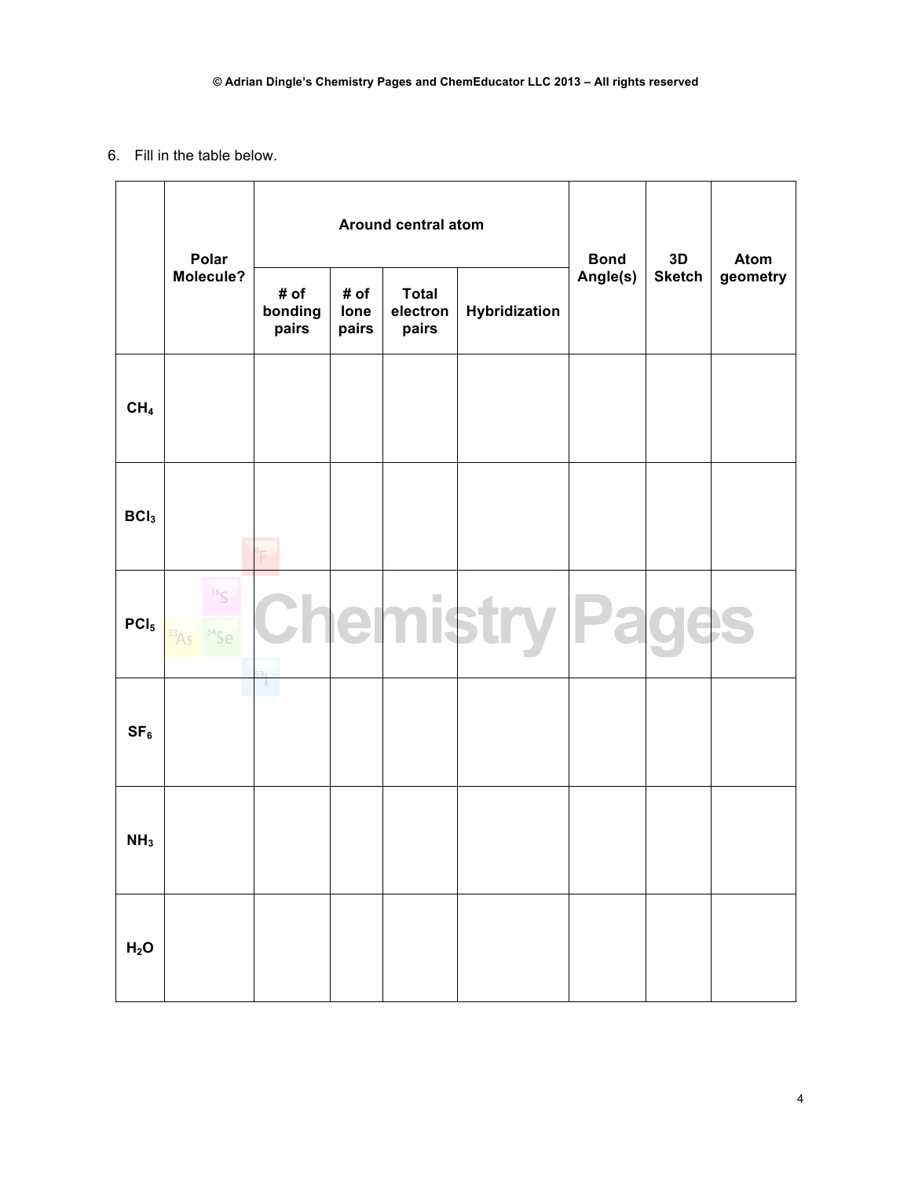6. Fill in the table below.

| | Polar Molecule? | Around central atom | | | | Bond Angle(s) | 3D Sketch | Atom geometry |
|---|---|---|---|---|---|---|---|---|
| | | # of bonding pairs | # of lone pairs | Total electron pairs | Hybridization | | | |
| $CH_4$ | | | | | | | | |
| $BCl_3$ | | | | | | | | |
| $PCl_5$ | | | | | | | | |
| $SF_6$ | | | | | | | | |
| $NH_3$ | | | | | | | | |
| $H_2O$ | | | | | | | | |